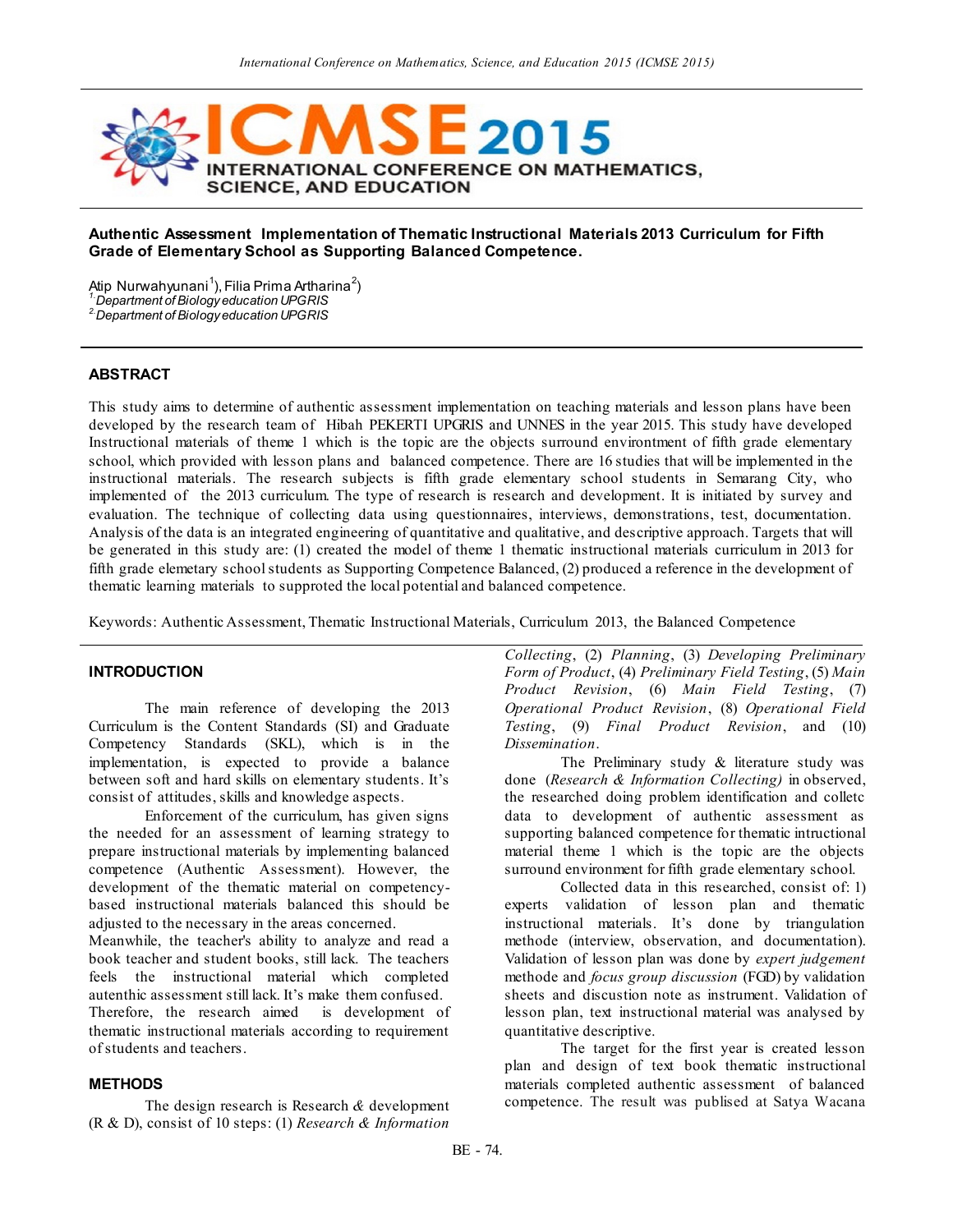# Authentic Assessment Implementation of Thematic Instructional Materials 2013 Curriculum for Fifth Grade of Elementary School as Supporting Balanced Competence.

Atip Nurwahyunani[1]), Filia Prima Artharina[2])

[1] Department of Biology education UPGRIS

[2] Department of Biology education UPGRIS

## ABSTRACT

This study aims to determine of authentic assessment implementation on teaching materials and lesson plans have been developed by the research team of Hibah PEKERTI UPGRIS and UNNES in the year 2015. This study have developed Instructional materials of theme 1 which is the topic are the objects surround environtment of fifth grade elementary school, which provided with lesson plans and balanced competence. There are 16 studies that will be implemented in the instructional materials. The research subjects is fifth grade elementary school students in Semarang City, who implemented of the 2013 curriculum. The type of research is research and development. It is initiated by survey and evaluation. The technique of collecting data using questionnaires, interviews, demonstrations, test, documentation. Analysis of the data is an integrated engineering of quantitative and qualitative, and descriptive approach. Targets that will be generated in this study are: (1) created the model of theme 1 thematic instructional materials curriculum in 2013 for fifth grade elemetary school students as Supporting Competence Balanced, (2) produced a reference in the development of thematic learning materials to supproted the local potential and balanced competence.

Keywords: Authentic Assessment, Thematic Instructional Materials, Curriculum 2013, the Balanced Competence

## INTRODUCTION

The main reference of developing the 2013 Curriculum is the Content Standards (SI) and Graduate Competency Standards (SKL), which is in the implementation, is expected to provide a balance between soft and hard skills on elementary students. It's consist of attitudes, skills and knowledge aspects.

Enforcement of the curriculum, has given signs the needed for an assessment of learning strategy to prepare instructional materials by implementing balanced competence (Authentic Assessment). However, the development of the thematic material on competency-based instructional materials balanced this should be adjusted to the necessary in the areas concerned.

Meanwhile, the teacher's ability to analyze and read a book teacher and student books, still lack. The teachers feels the instructional material which completed autenthic assessment still lack. It's make them confused. Therefore, the research aimed is development of thematic instructional materials according to requirement of students and teachers.

## METHODS

The design research is Research & development (R & D), consist of 10 steps: (1) *Research & Information Collecting*, (2) *Planning*, (3) *Developing Preliminary Form of Product*, (4) *Preliminary Field Testing*, (5) *Main Product Revision*, (6) *Main Field Testing*, (7) *Operational Product Revision*, (8) *Operational Field Testing*, (9) *Final Product Revision*, and (10) *Dissemination*.

The Preliminary study & literature study was done (*Research & Information Collecting)* in observed, the researched doing problem identification and colletc data to development of authentic assessment as supporting balanced competence for thematic intructional material theme 1 which is the topic are the objects surround environment for fifth grade elementary school.

Collected data in this researched, consist of: 1) experts validation of lesson plan and thematic instructional materials. It's done by triangulation methode (interview, observation, and documentation). Validation of lesson plan was done by *expert judgement* methode and *focus group discussion* (FGD) by validation sheets and discustion note as instrument. Validation of lesson plan, text instructional material was analysed by quantitative descriptive.

The target for the first year is created lesson plan and design of text book thematic instructional materials completed authentic assessment of balanced competence. The result was publised at Satya Wacana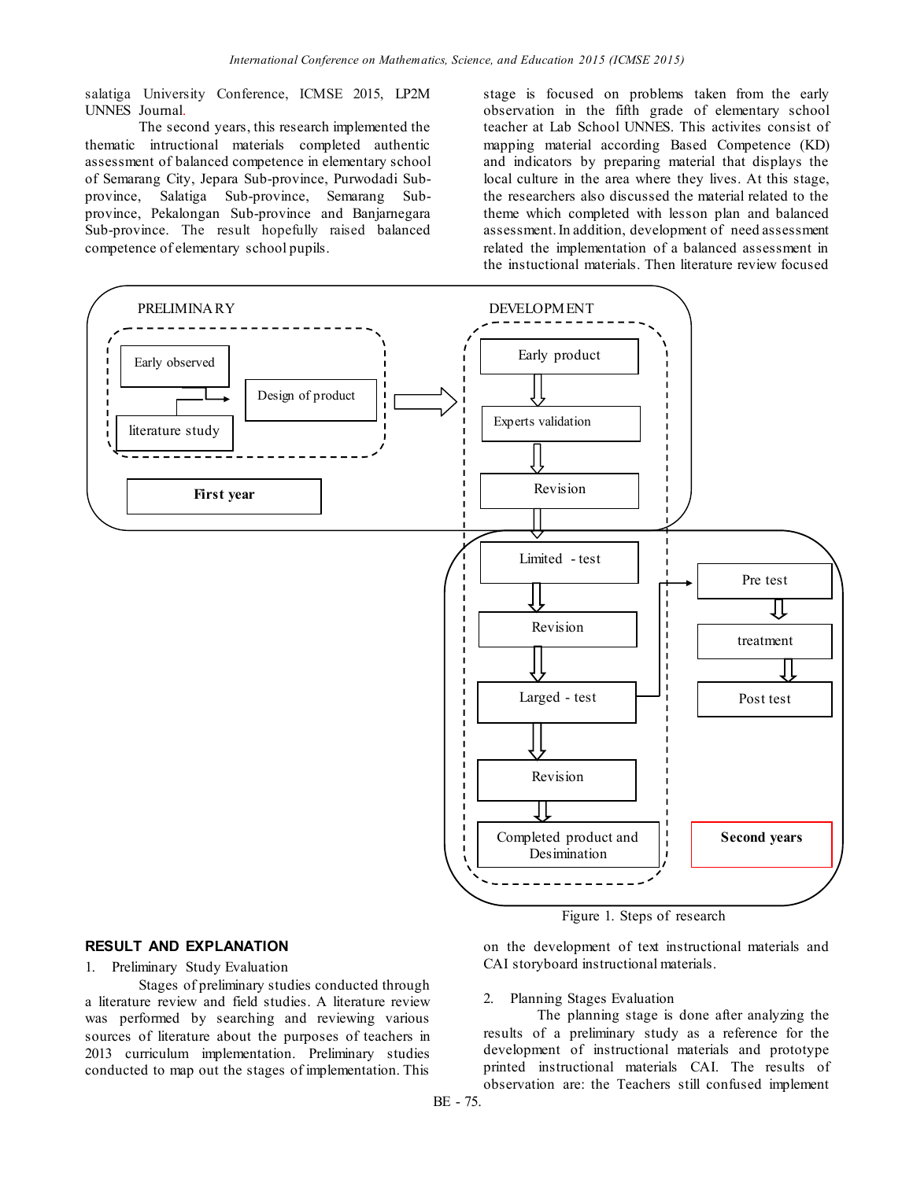salatiga University Conference, ICMSE 2015, LP2M UNNES Journal.

The second years, this research implemented the thematic intructional materials completed authentic assessment of balanced competence in elementary school of Semarang City, Jepara Sub-province, Purwodadi Sub-province, Salatiga Sub-province, Semarang Sub-province, Pekalongan Sub-province and Banjarnegara Sub-province. The result hopefully raised balanced competence of elementary school pupils.

PRELIMINARY

Early observed

literature study

Design of product

First year

DEVELOPMENT

Early product

Experts validation

Revision

Limited - test

Revision

Larged - test

Revision

Completed product and Desimination

Pre test

treatment

Post test

Second years

Figure 1. Steps of research

## RESULT AND EXPLANATION

1. Preliminary Study Evaluation

Stages of preliminary studies conducted through a literature review and field studies. A literature review was performed by searching and reviewing various sources of literature about the purposes of teachers in 2013 curriculum implementation. Preliminary studies conducted to map out the stages of implementation. This stage is focused on problems taken from the early observation in the fifth grade of elementary school teacher at Lab School UNNES. This activites consist of mapping material according Based Competence (KD) and indicators by preparing material that displays the local culture in the area where they lives. At this stage, the researchers also discussed the material related to the theme which completed with lesson plan and balanced assessment. In addition, development of need assessment related the implementation of a balanced assessment in the instuctional materials. Then literature review focused on the development of text instructional materials and CAI storyboard instructional materials.

2. Planning Stages Evaluation

The planning stage is done after analyzing the results of a preliminary study as a reference for the development of instructional materials and prototype printed instructional materials CAI. The results of observation are: the Teachers still confused implement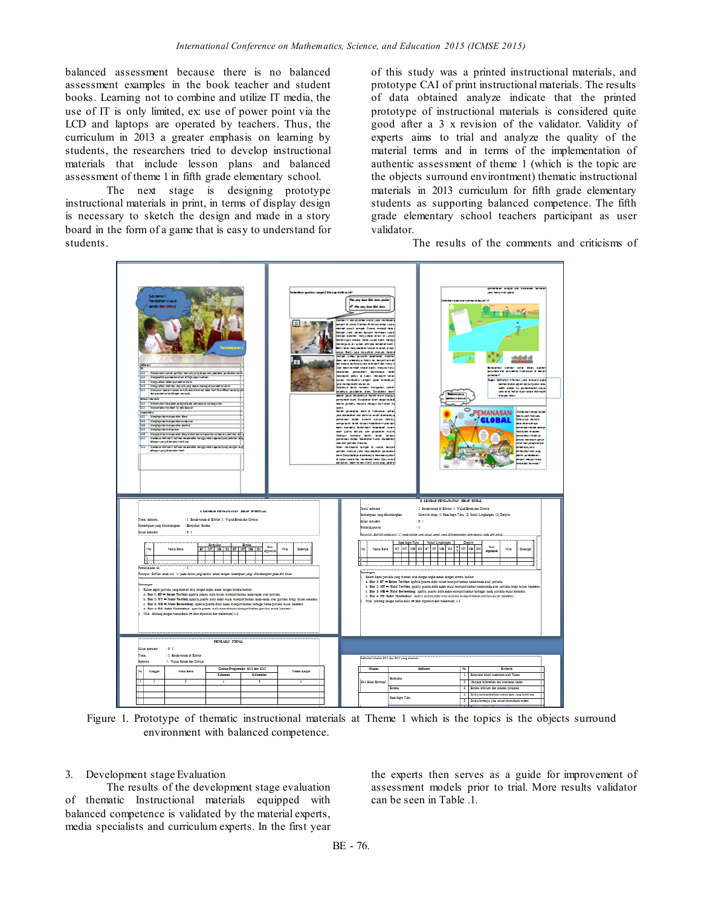balanced assessment because there is no balanced assessment examples in the book teacher and student books. Learning not to combine and utilize IT media, the use of IT is only limited, ex: use of power point via the LCD and laptops are operated by teachers. Thus, the curriculum in 2013 a greater emphasis on learning by students, the researchers tried to develop instructional materials that include lesson plans and balanced assessment of theme 1 in fifth grade elementary school.

The next stage is designing prototype instructional materials in print, in terms of display design is necessary to sketch the design and made in a story board in the form of a game that is easy to understand for students.

of this study was a printed instructional materials, and prototype CAI of print instructional materials. The results of data obtained analyze indicate that the printed prototype of instructional materials is considered quite good after a 3 x revision of the validator. Validity of experts aims to trial and analyze the quality of the material terms and in terms of the implementation of authentic assessment of theme 1 (which is the topic are the objects surround environtment) thematic instructional materials in 2013 curriculum for fifth grade elementary students as supporting balanced competence. The fifth grade elementary school teachers participant as user validator.

The results of the comments and criticisms of

Figure 1. Prototype of thematic instructional materials at Theme 1 which is the topics is the objects surround environment with balanced competence.

3. Development stage Evaluation

The results of the development stage evaluation of thematic Instructional materials equipped with balanced competence is validated by the material experts, media specialists and curriculum experts. In the first year the experts then serves as a guide for improvement of assessment models prior to trial. More results validator can be seen in Table .1.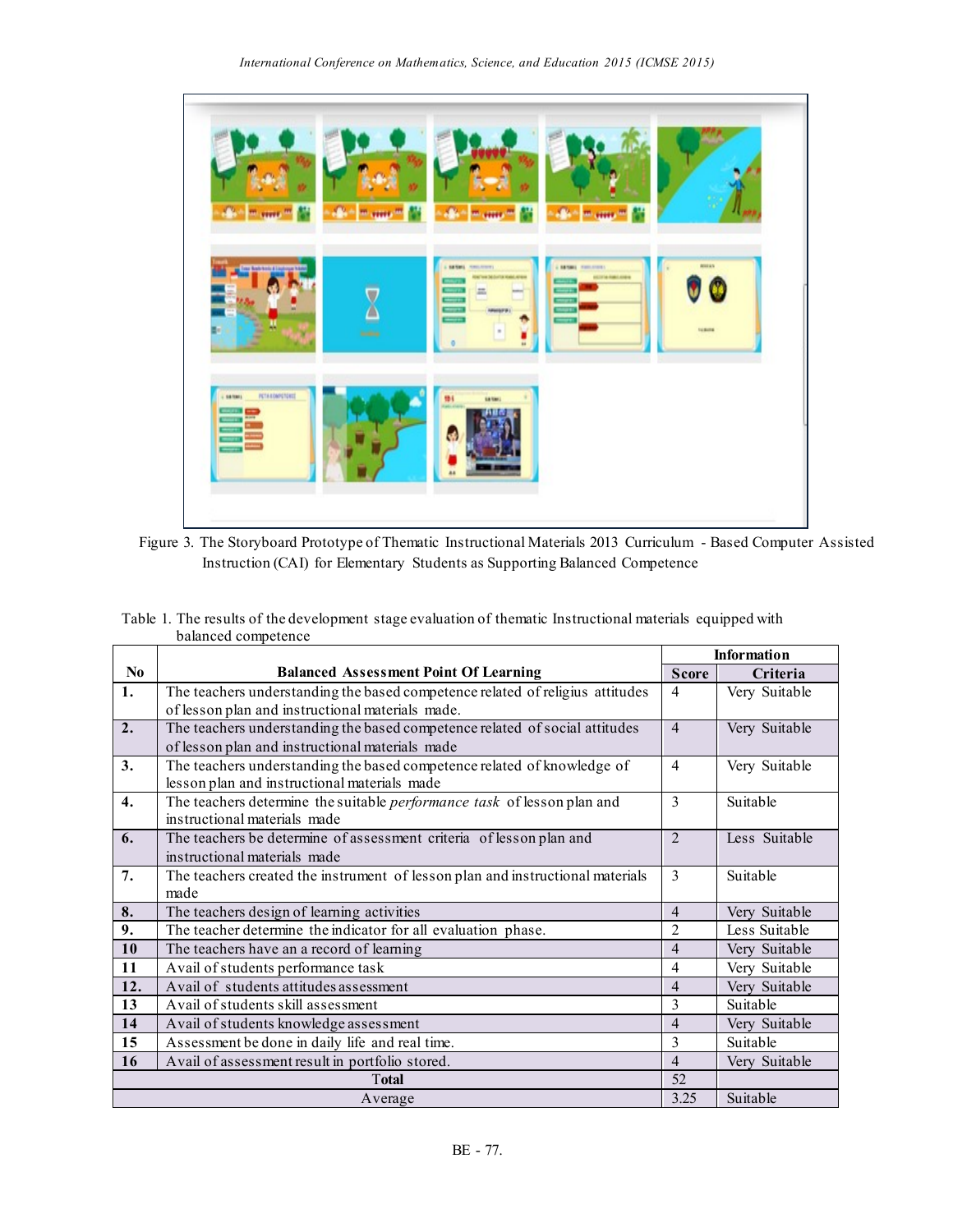Figure 3. The Storyboard Prototype of Thematic Instructional Materials 2013 Curriculum - Based Computer Assisted Instruction (CAI) for Elementary Students as Supporting Balanced Competence

Table 1. The results of the development stage evaluation of thematic Instructional materials equipped with balanced competence

| No | Balanced Assessment Point Of Learning | Information | |
|---|---|---|---|
| | | Score | Criteria |
| 1. | The teachers understanding the based competence related of religius attitudes of lesson plan and instructional materials made. | 4 | Very Suitable |
| 2. | The teachers understanding the based competence related of social attitudes of lesson plan and instructional materials made | 4 | Very Suitable |
| 3. | The teachers understanding the based competence related of knowledge of lesson plan and instructional materials made | 4 | Very Suitable |
| 4. | The teachers determine the suitable *performance task* of lesson plan and instructional materials made | 3 | Suitable |
| 6. | The teachers be determine of assessment criteria of lesson plan and instructional materials made | 2 | Less Suitable |
| 7. | The teachers created the instrument of lesson plan and instructional materials made | 3 | Suitable |
| 8. | The teachers design of learning activities | 4 | Very Suitable |
| 9. | The teacher determine the indicator for all evaluation phase. | 2 | Less Suitable |
| 10 | The teachers have an a record of learning | 4 | Very Suitable |
| 11 | Avail of students performance task | 4 | Very Suitable |
| 12. | Avail of students attitudes assessment | 4 | Very Suitable |
| 13 | Avail of students skill assessment | 3 | Suitable |
| 14 | Avail of students knowledge assessment | 4 | Very Suitable |
| 15 | Assessment be done in daily life and real time. | 3 | Suitable |
| 16 | Avail of assessment result in portfolio stored. | 4 | Very Suitable |
| **Total** | | 52 | |
| Average | | 3.25 | Suitable |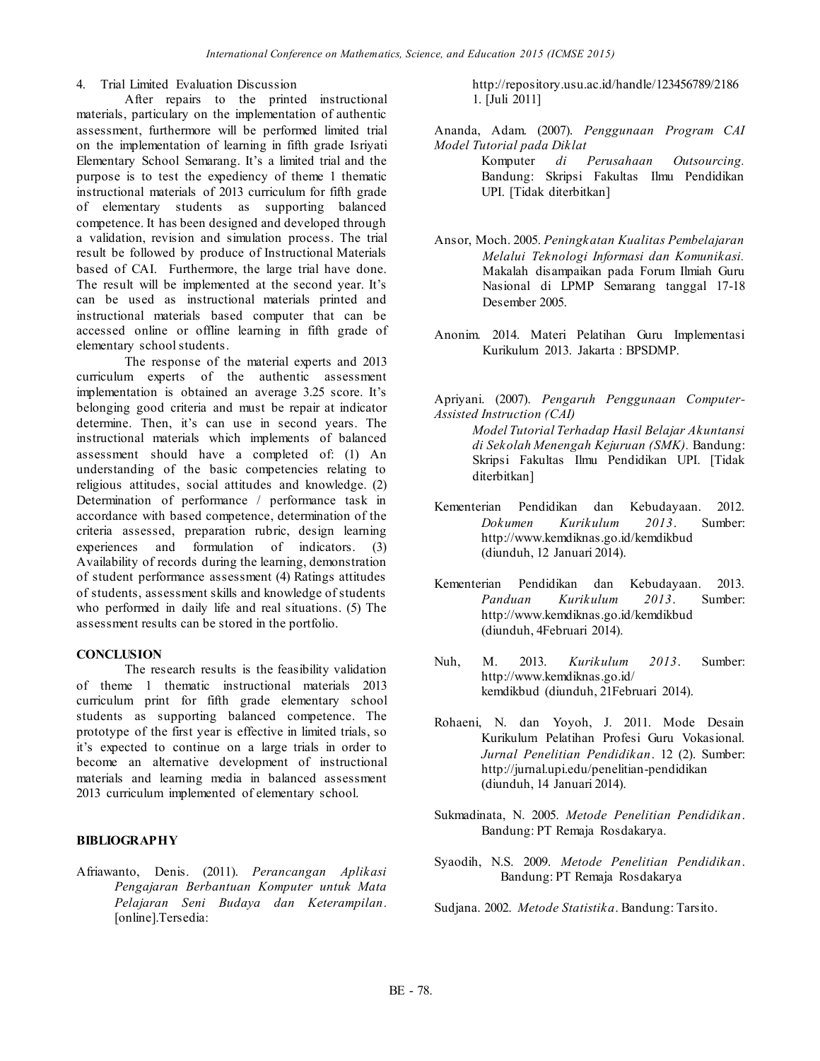4. Trial Limited Evaluation Discussion

After repairs to the printed instructional materials, particulary on the implementation of authentic assessment, furthermore will be performed limited trial on the implementation of learning in fifth grade Isriyati Elementary School Semarang. It's a limited trial and the purpose is to test the expediency of theme 1 thematic instructional materials of 2013 curriculum for fifth grade of elementary students as supporting balanced competence. It has been designed and developed through a validation, revision and simulation process. The trial result be followed by produce of Instructional Materials based of CAI. Furthermore, the large trial have done. The result will be implemented at the second year. It's can be used as instructional materials printed and instructional materials based computer that can be accessed online or offline learning in fifth grade of elementary school students.

The response of the material experts and 2013 curriculum experts of the authentic assessment implementation is obtained an average 3.25 score. It's belonging good criteria and must be repair at indicator determine. Then, it's can use in second years. The instructional materials which implements of balanced assessment should have a completed of: (1) An understanding of the basic competencies relating to religious attitudes, social attitudes and knowledge. (2) Determination of performance / performance task in accordance with based competence, determination of the criteria assessed, preparation rubric, design learning experiences and formulation of indicators. (3) Availability of records during the learning, demonstration of student performance assessment (4) Ratings attitudes of students, assessment skills and knowledge of students who performed in daily life and real situations. (5) The assessment results can be stored in the portfolio.

**CONCLUSION**

The research results is the feasibility validation of theme 1 thematic instructional materials 2013 curriculum print for fifth grade elementary school students as supporting balanced competence. The prototype of the first year is effective in limited trials, so it's expected to continue on a large trials in order to become an alternative development of instructional materials and learning media in balanced assessment 2013 curriculum implemented of elementary school.

**BIBLIOGRAPHY**

Afriawanto, Denis. (2011). *Perancangan Aplikasi Pengajaran Berbantuan Komputer untuk Mata Pelajaran Seni Budaya dan Keterampilan*. [online].Tersedia: http://repository.usu.ac.id/handle/123456789/21861. [Juli 2011]

Ananda, Adam. (2007). *Penggunaan Program CAI Model Tutorial pada Diklat* Komputer *di Perusahaan Outsourcing.* Bandung: Skripsi Fakultas Ilmu Pendidikan UPI. [Tidak diterbitkan]

Ansor, Moch. 2005. *Peningkatan Kualitas Pembelajaran Melalui Teknologi Informasi dan Komunikasi.* Makalah disampaikan pada Forum Ilmiah Guru Nasional di LPMP Semarang tanggal 17-18 Desember 2005.

Anonim. 2014. Materi Pelatihan Guru Implementasi Kurikulum 2013. Jakarta : BPSDMP.

Apriyani. (2007). *Pengaruh Penggunaan Computer-Assisted Instruction (CAI) Model Tutorial Terhadap Hasil Belajar Akuntansi di Sekolah Menengah Kejuruan (SMK).* Bandung: Skripsi Fakultas Ilmu Pendidikan UPI. [Tidak diterbitkan]

Kementerian Pendidikan dan Kebudayaan. 2012. *Dokumen Kurikulum 2013*. Sumber: http://www.kemdiknas.go.id/kemdikbud (diunduh, 12 Januari 2014).

Kementerian Pendidikan dan Kebudayaan. 2013. *Panduan Kurikulum 2013*. Sumber: http://www.kemdiknas.go.id/kemdikbud (diunduh, 4Februari 2014).

Nuh, M. 2013. *Kurikulum 2013*. Sumber: http://www.kemdiknas.go.id/ kemdikbud (diunduh, 21Februari 2014).

Rohaeni, N. dan Yoyoh, J. 2011. Mode Desain Kurikulum Pelatihan Profesi Guru Vokasional. *Jurnal Penelitian Pendidikan*. 12 (2). Sumber: http://jurnal.upi.edu/penelitian-pendidikan (diunduh, 14 Januari 2014).

Sukmadinata, N. 2005. *Metode Penelitian Pendidikan*. Bandung: PT Remaja Rosdakarya.

Syaodih, N.S. 2009. *Metode Penelitian Pendidikan*. Bandung: PT Remaja Rosdakarya

Sudjana. 2002. *Metode Statistika*. Bandung: Tarsito.